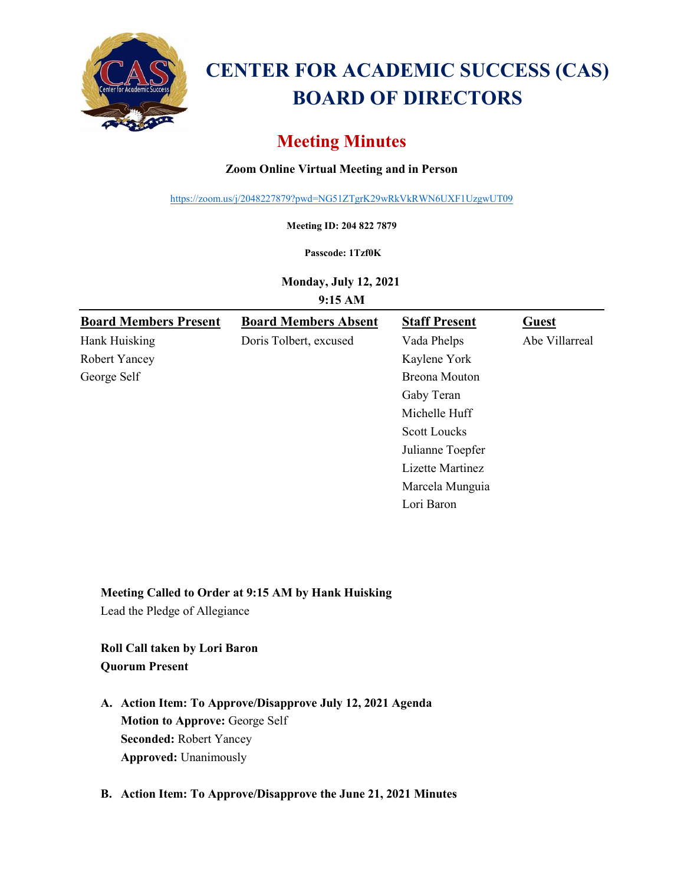# CENTER FOR ACADEMIC SUCCESS (CAS) BOARD OF DIRECTORS

## Meeting Minutes

**Zoom Online Virtual Meeting and in Person**

https://zoom.us/j/2048227879?pwd=NG51ZTgrK29wRkVkRWN6UXF1UzgwUT09

**Meeting ID: 204 822 7879**

**Passcode: 1Tzf0K**

**Monday, July 12, 2021**
**9:15 AM**

| Board Members Present | Board Members Absent | Staff Present | Guest |
|---|---|---|---|
| Hank Huisking | Doris Tolbert, excused | Vada Phelps | Abe Villarreal |
| Robert Yancey | | Kaylene York | |
| George Self | | Breona Mouton | |
| | | Gaby Teran | |
| | | Michelle Huff | |
| | | Scott Loucks | |
| | | Julianne Toepfer | |
| | | Lizette Martinez | |
| | | Marcela Munguia | |
| | | Lori Baron | |

**Meeting Called to Order at 9:15 AM by Hank Huisking**
Lead the Pledge of Allegiance

**Roll Call taken by Lori Baron**
**Quorum Present**

A. **Action Item: To Approve/Disapprove July 12, 2021 Agenda**
   **Motion to Approve:** George Self
   **Seconded:** Robert Yancey
   **Approved:** Unanimously

B. **Action Item: To Approve/Disapprove the June 21, 2021 Minutes**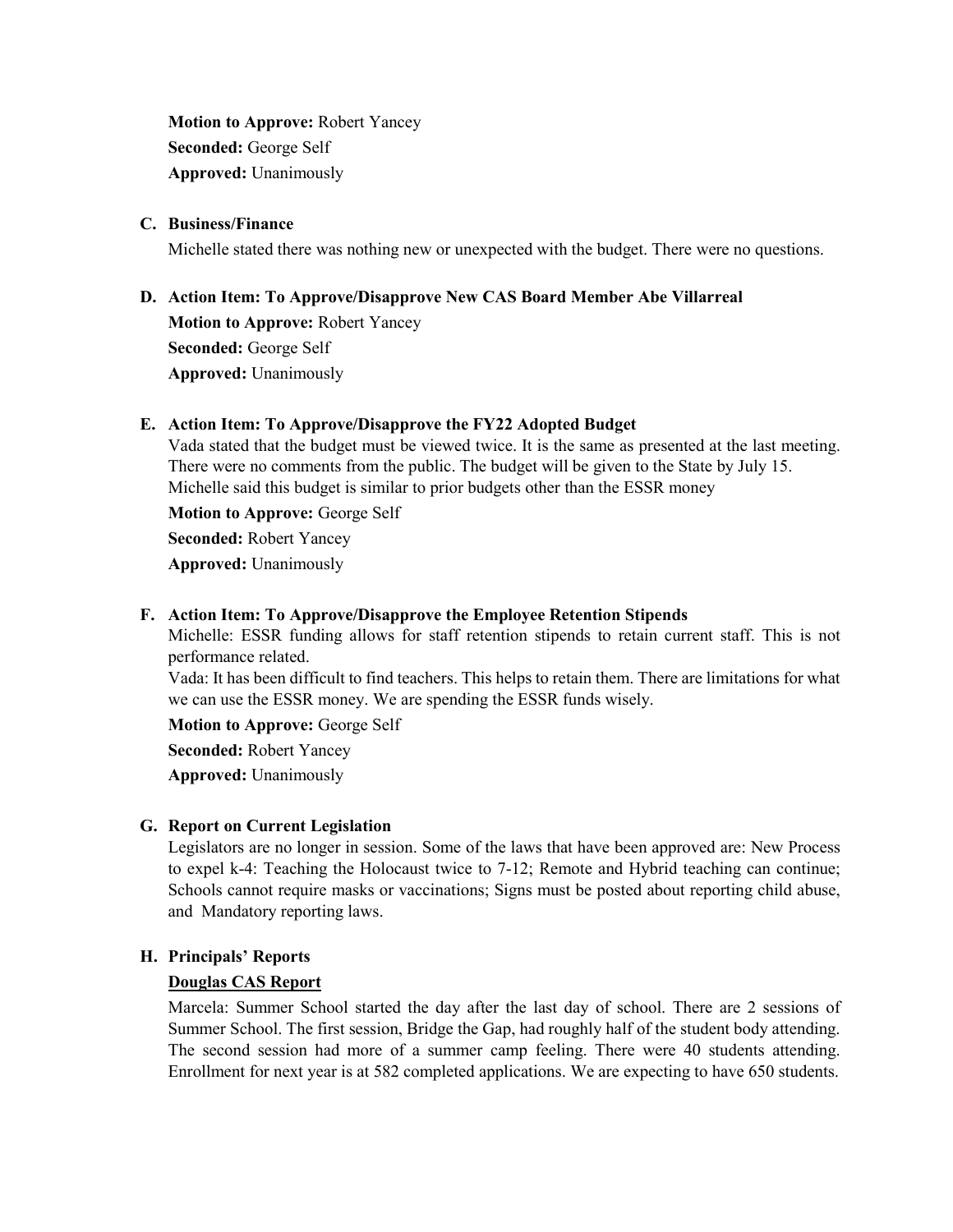**Motion to Approve:** Robert Yancey
**Seconded:** George Self
**Approved:** Unanimously

**C. Business/Finance**

Michelle stated there was nothing new or unexpected with the budget. There were no questions.

**D. Action Item: To Approve/Disapprove New CAS Board Member Abe Villarreal**

**Motion to Approve:** Robert Yancey
**Seconded:** George Self
**Approved:** Unanimously

**E. Action Item: To Approve/Disapprove the FY22 Adopted Budget**

Vada stated that the budget must be viewed twice. It is the same as presented at the last meeting. There were no comments from the public. The budget will be given to the State by July 15. Michelle said this budget is similar to prior budgets other than the ESSR money

**Motion to Approve:** George Self
**Seconded:** Robert Yancey
**Approved:** Unanimously

**F. Action Item: To Approve/Disapprove the Employee Retention Stipends**

Michelle: ESSR funding allows for staff retention stipends to retain current staff. This is not performance related.

Vada: It has been difficult to find teachers. This helps to retain them. There are limitations for what we can use the ESSR money. We are spending the ESSR funds wisely.

**Motion to Approve:** George Self
**Seconded:** Robert Yancey
**Approved:** Unanimously

**G. Report on Current Legislation**

Legislators are no longer in session. Some of the laws that have been approved are: New Process to expel k-4: Teaching the Holocaust twice to 7-12; Remote and Hybrid teaching can continue; Schools cannot require masks or vaccinations; Signs must be posted about reporting child abuse, and Mandatory reporting laws.

**H. Principals' Reports**

**<u>Douglas CAS Report</u>**

Marcela: Summer School started the day after the last day of school. There are 2 sessions of Summer School. The first session, Bridge the Gap, had roughly half of the student body attending. The second session had more of a summer camp feeling. There were 40 students attending. Enrollment for next year is at 582 completed applications. We are expecting to have 650 students.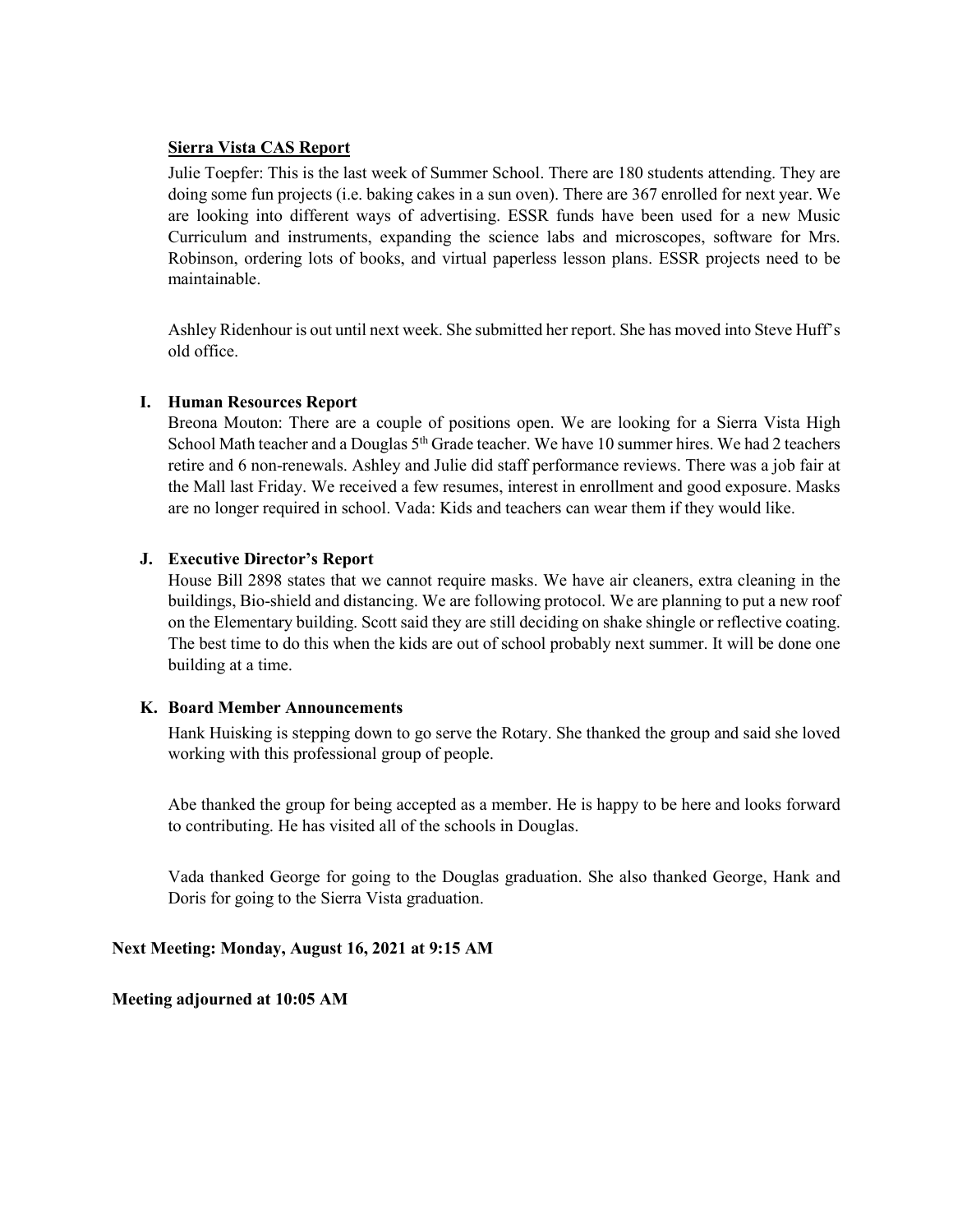**Sierra Vista CAS Report**

Julie Toepfer: This is the last week of Summer School. There are 180 students attending. They are doing some fun projects (i.e. baking cakes in a sun oven). There are 367 enrolled for next year. We are looking into different ways of advertising. ESSR funds have been used for a new Music Curriculum and instruments, expanding the science labs and microscopes, software for Mrs. Robinson, ordering lots of books, and virtual paperless lesson plans. ESSR projects need to be maintainable.

Ashley Ridenhour is out until next week. She submitted her report. She has moved into Steve Huff's old office.

**I. Human Resources Report**

Breona Mouton: There are a couple of positions open. We are looking for a Sierra Vista High School Math teacher and a Douglas 5th Grade teacher. We have 10 summer hires. We had 2 teachers retire and 6 non-renewals. Ashley and Julie did staff performance reviews. There was a job fair at the Mall last Friday. We received a few resumes, interest in enrollment and good exposure. Masks are no longer required in school. Vada: Kids and teachers can wear them if they would like.

**J. Executive Director's Report**

House Bill 2898 states that we cannot require masks. We have air cleaners, extra cleaning in the buildings, Bio-shield and distancing. We are following protocol. We are planning to put a new roof on the Elementary building. Scott said they are still deciding on shake shingle or reflective coating. The best time to do this when the kids are out of school probably next summer. It will be done one building at a time.

**K. Board Member Announcements**

Hank Huisking is stepping down to go serve the Rotary. She thanked the group and said she loved working with this professional group of people.

Abe thanked the group for being accepted as a member. He is happy to be here and looks forward to contributing. He has visited all of the schools in Douglas.

Vada thanked George for going to the Douglas graduation. She also thanked George, Hank and Doris for going to the Sierra Vista graduation.

**Next Meeting: Monday, August 16, 2021 at 9:15 AM**

**Meeting adjourned at 10:05 AM**